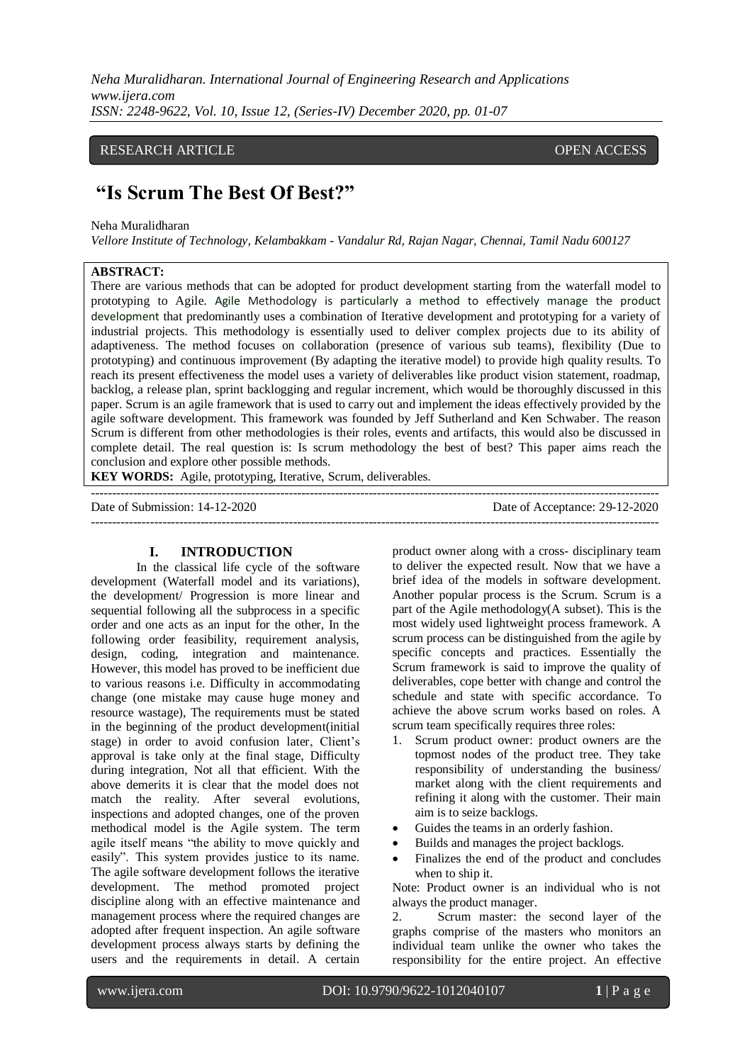RESEARCH ARTICLE OPEN ACCESS

# "Is Scrum The Best Of Best?"

Neha Muralidharan

*Vellore Institute of Technology, Kelambakkam - Vandalur Rd, Rajan Nagar, Chennai, Tamil Nadu 600127*

**ABSTRACT:**

There are various methods that can be adopted for product development starting from the waterfall model to prototyping to Agile. Agile Methodology is particularly a method to effectively manage the product development that predominantly uses a combination of Iterative development and prototyping for a variety of industrial projects. This methodology is essentially used to deliver complex projects due to its ability of adaptiveness. The method focuses on collaboration (presence of various sub teams), flexibility (Due to prototyping) and continuous improvement (By adapting the iterative model) to provide high quality results. To reach its present effectiveness the model uses a variety of deliverables like product vision statement, roadmap, backlog, a release plan, sprint backlogging and regular increment, which would be thoroughly discussed in this paper. Scrum is an agile framework that is used to carry out and implement the ideas effectively provided by the agile software development. This framework was founded by Jeff Sutherland and Ken Schwaber. The reason Scrum is different from other methodologies is their roles, events and artifacts, this would also be discussed in complete detail. The real question is: Is scrum methodology the best of best? This paper aims reach the conclusion and explore other possible methods.

**KEY WORDS:** Agile, prototyping, Iterative, Scrum, deliverables.

---

Date of Submission: 14-12-2020 Date of Acceptance: 29-12-2020

---

## I. INTRODUCTION

In the classical life cycle of the software development (Waterfall model and its variations), the development/ Progression is more linear and sequential following all the subprocess in a specific order and one acts as an input for the other, In the following order feasibility, requirement analysis, design, coding, integration and maintenance. However, this model has proved to be inefficient due to various reasons i.e. Difficulty in accommodating change (one mistake may cause huge money and resource wastage), The requirements must be stated in the beginning of the product development(initial stage) in order to avoid confusion later, Client's approval is take only at the final stage, Difficulty during integration, Not all that efficient. With the above demerits it is clear that the model does not match the reality. After several evolutions, inspections and adopted changes, one of the proven methodical model is the Agile system. The term agile itself means "the ability to move quickly and easily". This system provides justice to its name. The agile software development follows the iterative development. The method promoted project discipline along with an effective maintenance and management process where the required changes are adopted after frequent inspection. An agile software development process always starts by defining the users and the requirements in detail. A certain product owner along with a cross- disciplinary team to deliver the expected result. Now that we have a brief idea of the models in software development. Another popular process is the Scrum. Scrum is a part of the Agile methodology(A subset). This is the most widely used lightweight process framework. A scrum process can be distinguished from the agile by specific concepts and practices. Essentially the Scrum framework is said to improve the quality of deliverables, cope better with change and control the schedule and state with specific accordance. To achieve the above scrum works based on roles. A scrum team specifically requires three roles:

1. Scrum product owner: product owners are the topmost nodes of the product tree. They take responsibility of understanding the business/ market along with the client requirements and refining it along with the customer. Their main aim is to seize backlogs.

- Guides the teams in an orderly fashion.
- Builds and manages the project backlogs.
- Finalizes the end of the product and concludes when to ship it.

Note: Product owner is an individual who is not always the product manager.

2. Scrum master: the second layer of the graphs comprise of the masters who monitors an individual team unlike the owner who takes the responsibility for the entire project. An effective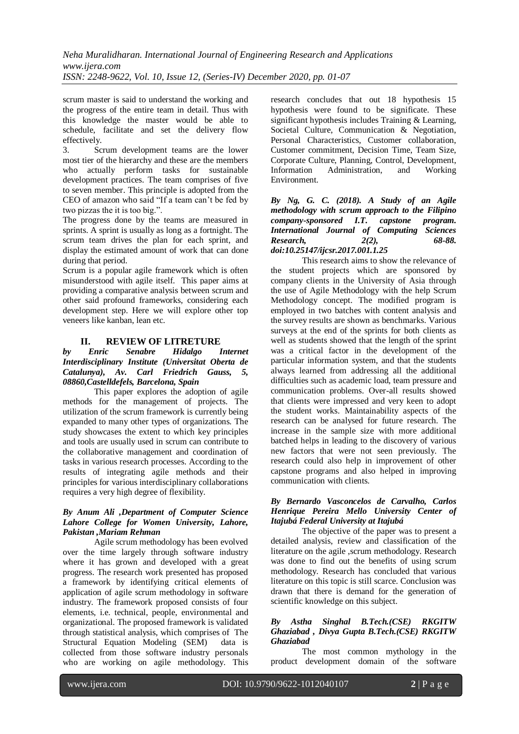scrum master is said to understand the working and the progress of the entire team in detail. Thus with this knowledge the master would be able to schedule, facilitate and set the delivery flow effectively.

3. Scrum development teams are the lower most tier of the hierarchy and these are the members who actually perform tasks for sustainable development practices. The team comprises of five to seven member. This principle is adopted from the CEO of amazon who said "If a team can't be fed by two pizzas the it is too big.".

The progress done by the teams are measured in sprints. A sprint is usually as long as a fortnight. The scrum team drives the plan for each sprint, and display the estimated amount of work that can done during that period.

Scrum is a popular agile framework which is often misunderstood with agile itself. This paper aims at providing a comparative analysis between scrum and other said profound frameworks, considering each development step. Here we will explore other top veneers like kanban, lean etc.

## II. REVIEW OF LITRETURE

***by Enric Senabre Hidalgo Internet Interdisciplinary Institute (Universitat Oberta de Catalunya), Av. Carl Friedrich Gauss, 5, 08860,Castelldefels, Barcelona, Spain***

This paper explores the adoption of agile methods for the management of projects. The utilization of the scrum framework is currently being expanded to many other types of organizations. The study showcases the extent to which key principles and tools are usually used in scrum can contribute to the collaborative management and coordination of tasks in various research processes. According to the results of integrating agile methods and their principles for various interdisciplinary collaborations requires a very high degree of flexibility.

***By Anum Ali ,Department of Computer Science Lahore College for Women University, Lahore, Pakistan ,Mariam Rehman***

Agile scrum methodology has been evolved over the time largely through software industry where it has grown and developed with a great progress. The research work presented has proposed a framework by identifying critical elements of application of agile scrum methodology in software industry. The framework proposed consists of four elements, i.e. technical, people, environmental and organizational. The proposed framework is validated through statistical analysis, which comprises of The Structural Equation Modeling (SEM) data is collected from those software industry personals who are working on agile methodology. This research concludes that out 18 hypothesis 15 hypothesis were found to be significate. These significant hypothesis includes Training & Learning, Societal Culture, Communication & Negotiation, Personal Characteristics, Customer collaboration, Customer commitment, Decision Time, Team Size, Corporate Culture, Planning, Control, Development, Information Administration, and Working Environment.

***By Ng, G. C. (2018). A Study of an Agile methodology with scrum approach to the Filipino company-sponsored I.T. capstone program. International Journal of Computing Sciences Research, 2(2), 68-88. doi:10.25147/ijcsr.2017.001.1.25***

This research aims to show the relevance of the student projects which are sponsored by company clients in the University of Asia through the use of Agile Methodology with the help Scrum Methodology concept. The modified program is employed in two batches with content analysis and the survey results are shown as benchmarks. Various surveys at the end of the sprints for both clients as well as students showed that the length of the sprint was a critical factor in the development of the particular information system, and that the students always learned from addressing all the additional difficulties such as academic load, team pressure and communication problems. Over-all results showed that clients were impressed and very keen to adopt the student works. Maintainability aspects of the research can be analysed for future research. The increase in the sample size with more additional batched helps in leading to the discovery of various new factors that were not seen previously. The research could also help in improvement of other capstone programs and also helped in improving communication with clients.

***By Bernardo Vasconcelos de Carvalho, Carlos Henrique Pereira Mello University Center of Itajubá Federal University at Itajubá***

The objective of the paper was to present a detailed analysis, review and classification of the literature on the agile ,scrum methodology. Research was done to find out the benefits of using scrum methodology. Research has concluded that various literature on this topic is still scarce. Conclusion was drawn that there is demand for the generation of scientific knowledge on this subject.

***By Astha Singhal B.Tech.(CSE) RKGITW Ghaziabad , Divya Gupta B.Tech.(CSE) RKGITW Ghaziabad***

The most common mythology in the product development domain of the software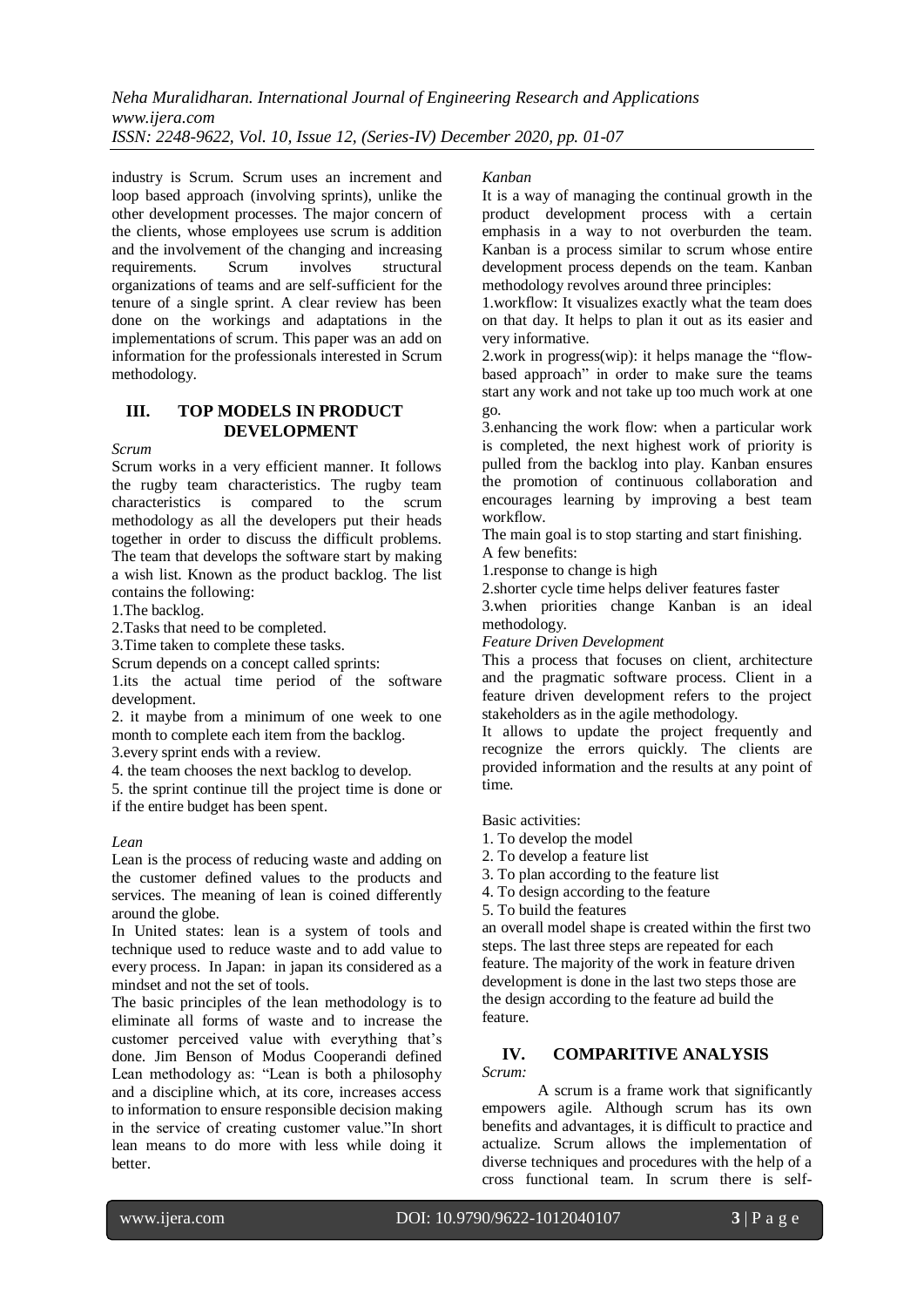industry is Scrum. Scrum uses an increment and loop based approach (involving sprints), unlike the other development processes. The major concern of the clients, whose employees use scrum is addition and the involvement of the changing and increasing requirements. Scrum involves structural organizations of teams and are self-sufficient for the tenure of a single sprint. A clear review has been done on the workings and adaptations in the implementations of scrum. This paper was an add on information for the professionals interested in Scrum methodology.

## III. TOP MODELS IN PRODUCT DEVELOPMENT

*Scrum*

Scrum works in a very efficient manner. It follows the rugby team characteristics. The rugby team characteristics is compared to the scrum methodology as all the developers put their heads together in order to discuss the difficult problems. The team that develops the software start by making a wish list. Known as the product backlog. The list contains the following:

1.The backlog.

2.Tasks that need to be completed.

3.Time taken to complete these tasks.

Scrum depends on a concept called sprints:

1.its the actual time period of the software development.

2. it maybe from a minimum of one week to one month to complete each item from the backlog.

3.every sprint ends with a review.

4. the team chooses the next backlog to develop.

5. the sprint continue till the project time is done or if the entire budget has been spent.

*Lean*

Lean is the process of reducing waste and adding on the customer defined values to the products and services. The meaning of lean is coined differently around the globe.

In United states: lean is a system of tools and technique used to reduce waste and to add value to every process. In Japan: in japan its considered as a mindset and not the set of tools.

The basic principles of the lean methodology is to eliminate all forms of waste and to increase the customer perceived value with everything that's done. Jim Benson of Modus Cooperandi defined Lean methodology as: "Lean is both a philosophy and a discipline which, at its core, increases access to information to ensure responsible decision making in the service of creating customer value."In short lean means to do more with less while doing it better.

*Kanban*

It is a way of managing the continual growth in the product development process with a certain emphasis in a way to not overburden the team. Kanban is a process similar to scrum whose entire development process depends on the team. Kanban methodology revolves around three principles:

1.workflow: It visualizes exactly what the team does on that day. It helps to plan it out as its easier and very informative.

2.work in progress(wip): it helps manage the "flow-based approach" in order to make sure the teams start any work and not take up too much work at one go.

3.enhancing the work flow: when a particular work is completed, the next highest work of priority is pulled from the backlog into play. Kanban ensures the promotion of continuous collaboration and encourages learning by improving a best team workflow.

The main goal is to stop starting and start finishing.

A few benefits:

1.response to change is high

2.shorter cycle time helps deliver features faster

3.when priorities change Kanban is an ideal methodology.

*Feature Driven Development*

This a process that focuses on client, architecture and the pragmatic software process. Client in a feature driven development refers to the project stakeholders as in the agile methodology.

It allows to update the project frequently and recognize the errors quickly. The clients are provided information and the results at any point of time.

Basic activities:

1. To develop the model
2. To develop a feature list
3. To plan according to the feature list
4. To design according to the feature
5. To build the features

an overall model shape is created within the first two steps. The last three steps are repeated for each feature. The majority of the work in feature driven development is done in the last two steps those are the design according to the feature ad build the feature.

## IV. COMPARITIVE ANALYSIS

*Scrum:*

A scrum is a frame work that significantly empowers agile. Although scrum has its own benefits and advantages, it is difficult to practice and actualize. Scrum allows the implementation of diverse techniques and procedures with the help of a cross functional team. In scrum there is self-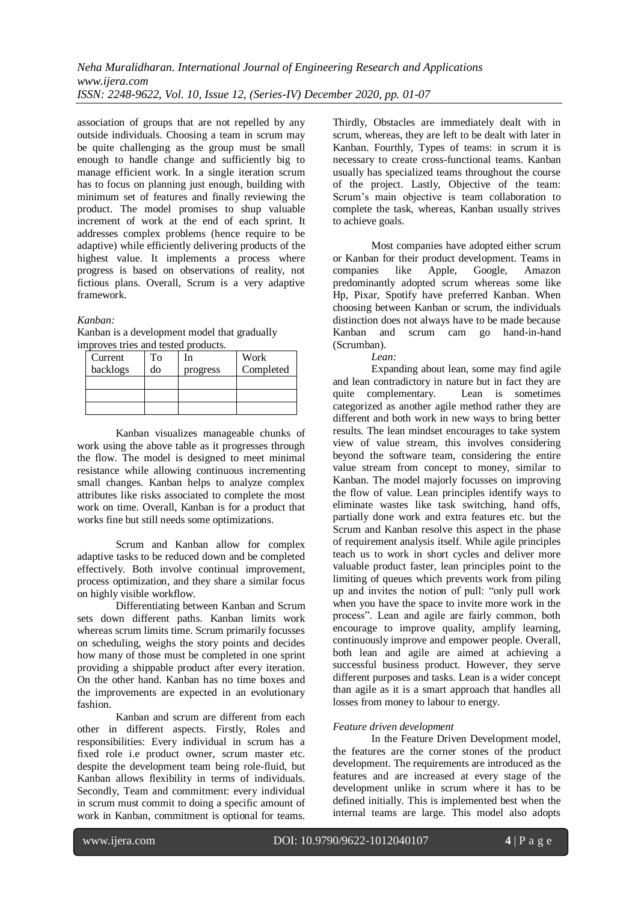association of groups that are not repelled by any outside individuals. Choosing a team in scrum may be quite challenging as the group must be small enough to handle change and sufficiently big to manage efficient work. In a single iteration scrum has to focus on planning just enough, building with minimum set of features and finally reviewing the product. The model promises to shup valuable increment of work at the end of each sprint. It addresses complex problems (hence require to be adaptive) while efficiently delivering products of the highest value. It implements a process where progress is based on observations of reality, not fictious plans. Overall, Scrum is a very adaptive framework.

*Kanban:*

Kanban is a development model that gradually improves tries and tested products.

| Current backlogs | To do | In progress | Work Completed |
|---|---|---|---|
| | | | |
| | | | |
| | | | |

Kanban visualizes manageable chunks of work using the above table as it progresses through the flow. The model is designed to meet minimal resistance while allowing continuous incrementing small changes. Kanban helps to analyze complex attributes like risks associated to complete the most work on time. Overall, Kanban is for a product that works fine but still needs some optimizations.

Scrum and Kanban allow for complex adaptive tasks to be reduced down and be completed effectively. Both involve continual improvement, process optimization, and they share a similar focus on highly visible workflow.

Differentiating between Kanban and Scrum sets down different paths. Kanban limits work whereas scrum limits time. Scrum primarily focusses on scheduling, weighs the story points and decides how many of those must be completed in one sprint providing a shippable product after every iteration. On the other hand. Kanban has no time boxes and the improvements are expected in an evolutionary fashion.

Kanban and scrum are different from each other in different aspects. Firstly, Roles and responsibilities: Every individual in scrum has a fixed role i.e product owner, scrum master etc. despite the development team being role-fluid, but Kanban allows flexibility in terms of individuals. Secondly, Team and commitment: every individual in scrum must commit to doing a specific amount of work in Kanban, commitment is optional for teams. Thirdly, Obstacles are immediately dealt with in scrum, whereas, they are left to be dealt with later in Kanban. Fourthly, Types of teams: in scrum it is necessary to create cross-functional teams. Kanban usually has specialized teams throughout the course of the project. Lastly, Objective of the team: Scrum's main objective is team collaboration to complete the task, whereas, Kanban usually strives to achieve goals.

Most companies have adopted either scrum or Kanban for their product development. Teams in companies like Apple, Google, Amazon predominantly adopted scrum whereas some like Hp, Pixar, Spotify have preferred Kanban. When choosing between Kanban or scrum, the individuals distinction does not always have to be made because Kanban and scrum cam go hand-in-hand (Scrumban).

*Lean:*

Expanding about lean, some may find agile and lean contradictory in nature but in fact they are quite complementary. Lean is sometimes categorized as another agile method rather they are different and both work in new ways to bring better results. The lean mindset encourages to take system view of value stream, this involves considering beyond the software team, considering the entire value stream from concept to money, similar to Kanban. The model majorly focusses on improving the flow of value. Lean principles identify ways to eliminate wastes like task switching, hand offs, partially done work and extra features etc. but the Scrum and Kanban resolve this aspect in the phase of requirement analysis itself. While agile principles teach us to work in short cycles and deliver more valuable product faster, lean principles point to the limiting of queues which prevents work from piling up and invites the notion of pull: "only pull work when you have the space to invite more work in the process". Lean and agile are fairly common, both encourage to improve quality, amplify learning, continuously improve and empower people. Overall, both lean and agile are aimed at achieving a successful business product. However, they serve different purposes and tasks. Lean is a wider concept than agile as it is a smart approach that handles all losses from money to labour to energy.

*Feature driven development*

In the Feature Driven Development model, the features are the corner stones of the product development. The requirements are introduced as the features and are increased at every stage of the development unlike in scrum where it has to be defined initially. This is implemented best when the internal teams are large. This model also adopts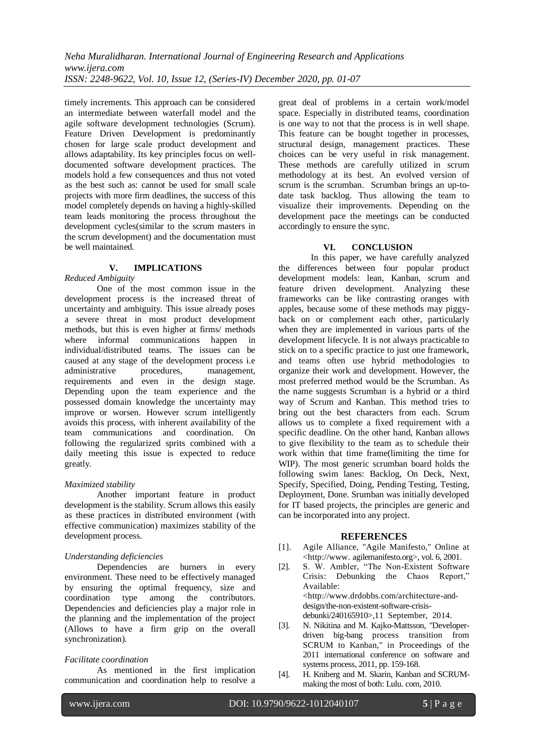timely increments. This approach can be considered an intermediate between waterfall model and the agile software development technologies (Scrum). Feature Driven Development is predominantly chosen for large scale product development and allows adaptability. Its key principles focus on well-documented software development practices. The models hold a few consequences and thus not voted as the best such as: cannot be used for small scale projects with more firm deadlines, the success of this model completely depends on having a highly-skilled team leads monitoring the process throughout the development cycles(similar to the scrum masters in the scrum development) and the documentation must be well maintained.

## V. IMPLICATIONS

*Reduced Ambiguity*

One of the most common issue in the development process is the increased threat of uncertainty and ambiguity. This issue already poses a severe threat in most product development methods, but this is even higher at firms/ methods where informal communications happen in individual/distributed teams. The issues can be caused at any stage of the development process i.e administrative procedures, management, requirements and even in the design stage. Depending upon the team experience and the possessed domain knowledge the uncertainty may improve or worsen. However scrum intelligently avoids this process, with inherent availability of the team communications and coordination. On following the regularized sprits combined with a daily meeting this issue is expected to reduce greatly.

*Maximized stability*

Another important feature in product development is the stability. Scrum allows this easily as these practices in distributed environment (with effective communication) maximizes stability of the development process.

*Understanding deficiencies*

Dependencies are burners in every environment. These need to be effectively managed by ensuring the optimal frequency, size and coordination type among the contributors. Dependencies and deficiencies play a major role in the planning and the implementation of the project (Allows to have a firm grip on the overall synchronization).

*Facilitate coordination*

As mentioned in the first implication communication and coordination help to resolve a great deal of problems in a certain work/model space. Especially in distributed teams, coordination is one way to not that the process is in well shape. This feature can be bought together in processes, structural design, management practices. These choices can be very useful in risk management. These methods are carefully utilized in scrum methodology at its best. An evolved version of scrum is the scrumban. Scrumban brings an up-to-date task backlog. Thus allowing the team to visualize their improvements. Depending on the development pace the meetings can be conducted accordingly to ensure the sync.

## VI. CONCLUSION

In this paper, we have carefully analyzed the differences between four popular product development models: lean, Kanban, scrum and feature driven development. Analyzing these frameworks can be like contrasting oranges with apples, because some of these methods may piggy-back on or complement each other, particularly when they are implemented in various parts of the development lifecycle. It is not always practicable to stick on to a specific practice to just one framework, and teams often use hybrid methodologies to organize their work and development. However, the most preferred method would be the Scrumban. As the name suggests Scrumban is a hybrid or a third way of Scrum and Kanban. This method tries to bring out the best characters from each. Scrum allows us to complete a fixed requirement with a specific deadline. On the other hand, Kanban allows to give flexibility to the team as to schedule their work within that time frame(limiting the time for WIP). The most generic scrumban board holds the following swim lanes: Backlog, On Deck, Next, Specify, Specified, Doing, Pending Testing, Testing, Deployment, Done. Srumban was initially developed for IT based projects, the principles are generic and can be incorporated into any project.

## REFERENCES

[1]. Agile Alliance, "Agile Manifesto," Online at <http://www. agilemanifesto.org>, vol. 6, 2001.

[2]. S. W. Ambler, "The Non-Existent Software Crisis: Debunking the Chaos Report," Available: <http://www.drdobbs.com/architecture-and-design/the-non-existent-software-crisis-debunki/240165910>,11 September, 2014.

[3]. N. Nikitina and M. Kajko-Mattsson, "Developer-driven big-bang process transition from SCRUM to Kanban," in Proceedings of the 2011 international conference on software and systems process, 2011, pp. 159-168.

[4]. H. Kniberg and M. Skarin, Kanban and SCRUM-making the most of both: Lulu. com, 2010.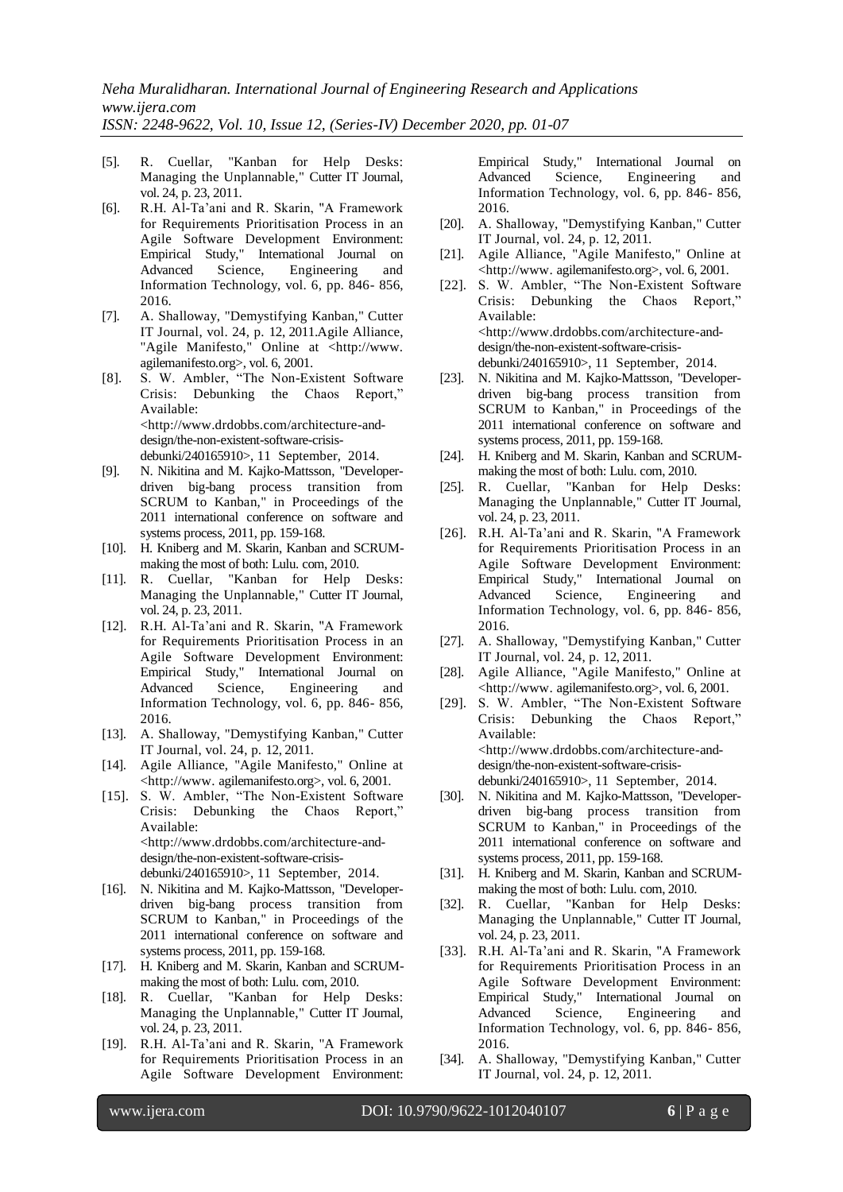[5]. R. Cuellar, "Kanban for Help Desks: Managing the Unplannable," Cutter IT Journal, vol. 24, p. 23, 2011.

[6]. R.H. Al-Ta'ani and R. Skarin, "A Framework for Requirements Prioritisation Process in an Agile Software Development Environment: Empirical Study," International Journal on Advanced Science, Engineering and Information Technology, vol. 6, pp. 846- 856, 2016.

[7]. A. Shalloway, "Demystifying Kanban," Cutter IT Journal, vol. 24, p. 12, 2011.Agile Alliance, "Agile Manifesto," Online at <http://www. agilemanifesto.org>, vol. 6, 2001.

[8]. S. W. Ambler, "The Non-Existent Software Crisis: Debunking the Chaos Report," Available: <http://www.drdobbs.com/architecture-and-design/the-non-existent-software-crisis-debunki/240165910>, 11 September, 2014.

[9]. N. Nikitina and M. Kajko-Mattsson, "Developer-driven big-bang process transition from SCRUM to Kanban," in Proceedings of the 2011 international conference on software and systems process, 2011, pp. 159-168.

[10]. H. Kniberg and M. Skarin, Kanban and SCRUM-making the most of both: Lulu. com, 2010.

[11]. R. Cuellar, "Kanban for Help Desks: Managing the Unplannable," Cutter IT Journal, vol. 24, p. 23, 2011.

[12]. R.H. Al-Ta'ani and R. Skarin, "A Framework for Requirements Prioritisation Process in an Agile Software Development Environment: Empirical Study," International Journal on Advanced Science, Engineering and Information Technology, vol. 6, pp. 846- 856, 2016.

[13]. A. Shalloway, "Demystifying Kanban," Cutter IT Journal, vol. 24, p. 12, 2011.

[14]. Agile Alliance, "Agile Manifesto," Online at <http://www. agilemanifesto.org>, vol. 6, 2001.

[15]. S. W. Ambler, "The Non-Existent Software Crisis: Debunking the Chaos Report," Available: <http://www.drdobbs.com/architecture-and-design/the-non-existent-software-crisis-debunki/240165910>, 11 September, 2014.

[16]. N. Nikitina and M. Kajko-Mattsson, "Developer-driven big-bang process transition from SCRUM to Kanban," in Proceedings of the 2011 international conference on software and systems process, 2011, pp. 159-168.

[17]. H. Kniberg and M. Skarin, Kanban and SCRUM-making the most of both: Lulu. com, 2010.

[18]. R. Cuellar, "Kanban for Help Desks: Managing the Unplannable," Cutter IT Journal, vol. 24, p. 23, 2011.

[19]. R.H. Al-Ta'ani and R. Skarin, "A Framework for Requirements Prioritisation Process in an Agile Software Development Environment: Empirical Study," International Journal on Advanced Science, Engineering and Information Technology, vol. 6, pp. 846- 856, 2016.

[20]. A. Shalloway, "Demystifying Kanban," Cutter IT Journal, vol. 24, p. 12, 2011.

[21]. Agile Alliance, "Agile Manifesto," Online at <http://www. agilemanifesto.org>, vol. 6, 2001.

[22]. S. W. Ambler, "The Non-Existent Software Crisis: Debunking the Chaos Report," Available: <http://www.drdobbs.com/architecture-and-design/the-non-existent-software-crisis-debunki/240165910>, 11 September, 2014.

[23]. N. Nikitina and M. Kajko-Mattsson, "Developer-driven big-bang process transition from SCRUM to Kanban," in Proceedings of the 2011 international conference on software and systems process, 2011, pp. 159-168.

[24]. H. Kniberg and M. Skarin, Kanban and SCRUM-making the most of both: Lulu. com, 2010.

[25]. R. Cuellar, "Kanban for Help Desks: Managing the Unplannable," Cutter IT Journal, vol. 24, p. 23, 2011.

[26]. R.H. Al-Ta'ani and R. Skarin, "A Framework for Requirements Prioritisation Process in an Agile Software Development Environment: Empirical Study," International Journal on Advanced Science, Engineering and Information Technology, vol. 6, pp. 846- 856, 2016.

[27]. A. Shalloway, "Demystifying Kanban," Cutter IT Journal, vol. 24, p. 12, 2011.

[28]. Agile Alliance, "Agile Manifesto," Online at <http://www. agilemanifesto.org>, vol. 6, 2001.

[29]. S. W. Ambler, "The Non-Existent Software Crisis: Debunking the Chaos Report," Available: <http://www.drdobbs.com/architecture-and-design/the-non-existent-software-crisis-debunki/240165910>, 11 September, 2014.

[30]. N. Nikitina and M. Kajko-Mattsson, "Developer-driven big-bang process transition from SCRUM to Kanban," in Proceedings of the 2011 international conference on software and systems process, 2011, pp. 159-168.

[31]. H. Kniberg and M. Skarin, Kanban and SCRUM-making the most of both: Lulu. com, 2010.

[32]. R. Cuellar, "Kanban for Help Desks: Managing the Unplannable," Cutter IT Journal, vol. 24, p. 23, 2011.

[33]. R.H. Al-Ta'ani and R. Skarin, "A Framework for Requirements Prioritisation Process in an Agile Software Development Environment: Empirical Study," International Journal on Advanced Science, Engineering and Information Technology, vol. 6, pp. 846- 856, 2016.

[34]. A. Shalloway, "Demystifying Kanban," Cutter IT Journal, vol. 24, p. 12, 2011.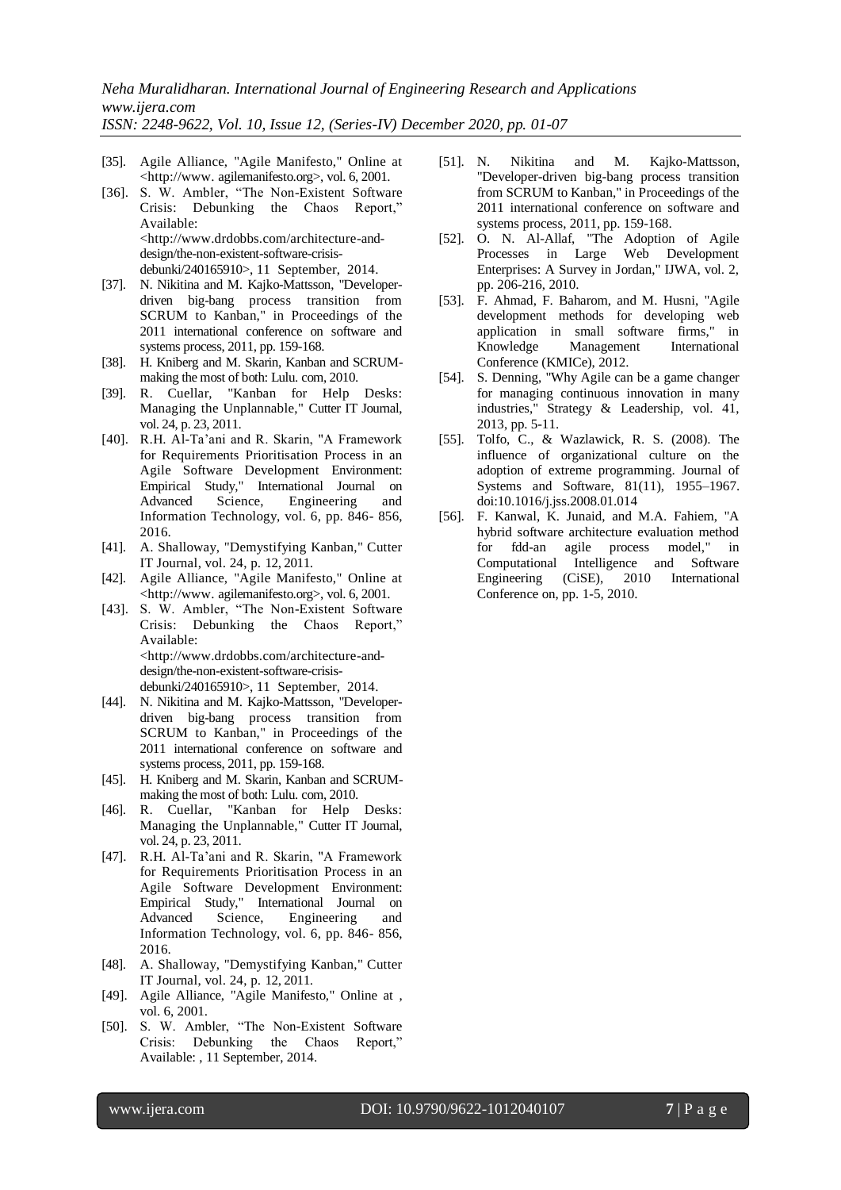[35]. Agile Alliance, "Agile Manifesto," Online at <http://www. agilemanifesto.org>, vol. 6, 2001.

[36]. S. W. Ambler, "The Non-Existent Software Crisis: Debunking the Chaos Report," Available: <http://www.drdobbs.com/architecture-and-design/the-non-existent-software-crisis-debunki/240165910>, 11 September, 2014.

[37]. N. Nikitina and M. Kajko-Mattsson, "Developer-driven big-bang process transition from SCRUM to Kanban," in Proceedings of the 2011 international conference on software and systems process, 2011, pp. 159-168.

[38]. H. Kniberg and M. Skarin, Kanban and SCRUM-making the most of both: Lulu. com, 2010.

[39]. R. Cuellar, "Kanban for Help Desks: Managing the Unplannable," Cutter IT Journal, vol. 24, p. 23, 2011.

[40]. R.H. Al-Ta'ani and R. Skarin, "A Framework for Requirements Prioritisation Process in an Agile Software Development Environment: Empirical Study," International Journal on Advanced Science, Engineering and Information Technology, vol. 6, pp. 846- 856, 2016.

[41]. A. Shalloway, "Demystifying Kanban," Cutter IT Journal, vol. 24, p. 12, 2011.

[42]. Agile Alliance, "Agile Manifesto," Online at <http://www. agilemanifesto.org>, vol. 6, 2001.

[43]. S. W. Ambler, "The Non-Existent Software Crisis: Debunking the Chaos Report," Available: <http://www.drdobbs.com/architecture-and-design/the-non-existent-software-crisis-debunki/240165910>, 11 September, 2014.

[44]. N. Nikitina and M. Kajko-Mattsson, "Developer-driven big-bang process transition from SCRUM to Kanban," in Proceedings of the 2011 international conference on software and systems process, 2011, pp. 159-168.

[45]. H. Kniberg and M. Skarin, Kanban and SCRUM-making the most of both: Lulu. com, 2010.

[46]. R. Cuellar, "Kanban for Help Desks: Managing the Unplannable," Cutter IT Journal, vol. 24, p. 23, 2011.

[47]. R.H. Al-Ta'ani and R. Skarin, "A Framework for Requirements Prioritisation Process in an Agile Software Development Environment: Empirical Study," International Journal on Advanced Science, Engineering and Information Technology, vol. 6, pp. 846- 856, 2016.

[48]. A. Shalloway, "Demystifying Kanban," Cutter IT Journal, vol. 24, p. 12, 2011.

[49]. Agile Alliance, "Agile Manifesto," Online at , vol. 6, 2001.

[50]. S. W. Ambler, "The Non-Existent Software Crisis: Debunking the Chaos Report," Available: , 11 September, 2014.

[51]. N. Nikitina and M. Kajko-Mattsson, "Developer-driven big-bang process transition from SCRUM to Kanban," in Proceedings of the 2011 international conference on software and systems process, 2011, pp. 159-168.

[52]. O. N. Al-Allaf, "The Adoption of Agile Processes in Large Web Development Enterprises: A Survey in Jordan," IJWA, vol. 2, pp. 206-216, 2010.

[53]. F. Ahmad, F. Baharom, and M. Husni, "Agile development methods for developing web application in small software firms," in Knowledge Management International Conference (KMICe), 2012.

[54]. S. Denning, "Why Agile can be a game changer for managing continuous innovation in many industries," Strategy & Leadership, vol. 41, 2013, pp. 5-11.

[55]. Tolfo, C., & Wazlawick, R. S. (2008). The influence of organizational culture on the adoption of extreme programming. Journal of Systems and Software, 81(11), 1955–1967. doi:10.1016/j.jss.2008.01.014

[56]. F. Kanwal, K. Junaid, and M.A. Fahiem, "A hybrid software architecture evaluation method for fdd-an agile process model," in Computational Intelligence and Software Engineering (CiSE), 2010 International Conference on, pp. 1-5, 2010.